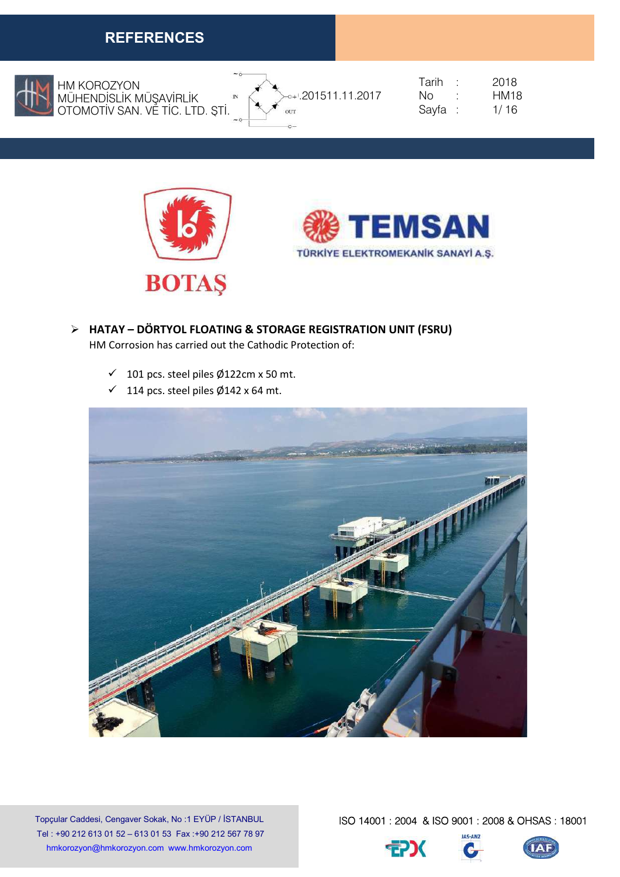# REFERENCES

HM KOROZYON MÜHENDİSLİK MÜŞAVİRLİK OTOMOTİV SAN. VE TİC. LTD. ŞTİ.

.201511.11.2017

Tarih : 2018
No : HM18

BOTAŞ

TEMSAN
TÜRKİYE ELEKTROMEKANİK SANAYİ A.Ş.

## HATAY – DÖRTYOL FLOATING & STORAGE REGISTRATION UNIT (FSRU)

HM Corrosion has carried out the Cathodic Protection of:

- ✓ 101 pcs. steel piles Ø122cm x 50 mt.
- ✓ 114 pcs. steel piles Ø142 x 64 mt.

Topçular Caddesi, Cengaver Sokak, No :1 EYÜP / İSTANBUL
Tel : +90 212 613 01 52 – 613 01 53 Fax :+90 212 567 78 97
hmkorozyon@hmkorozyon.com www.hmkorozyon.com

ISO 14001 : 2004 & ISO 9001 : 2008 & OHSAS : 18001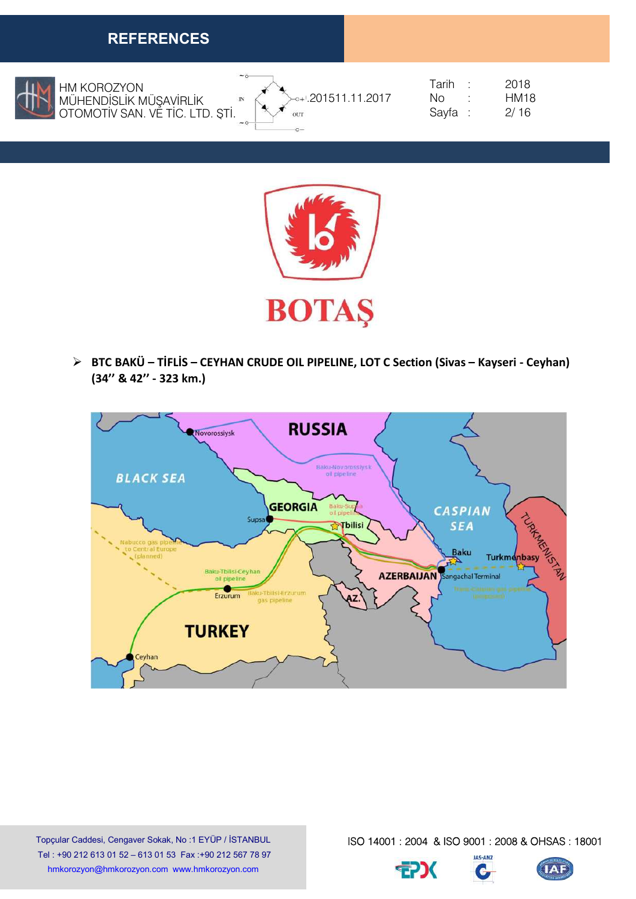- **BTC BAKÜ – TİFLİS – CEYHAN CRUDE OIL PIPELINE, LOT C Section (Sivas – Kayseri - Ceyhan) (34'' & 42'' - 323 km.)**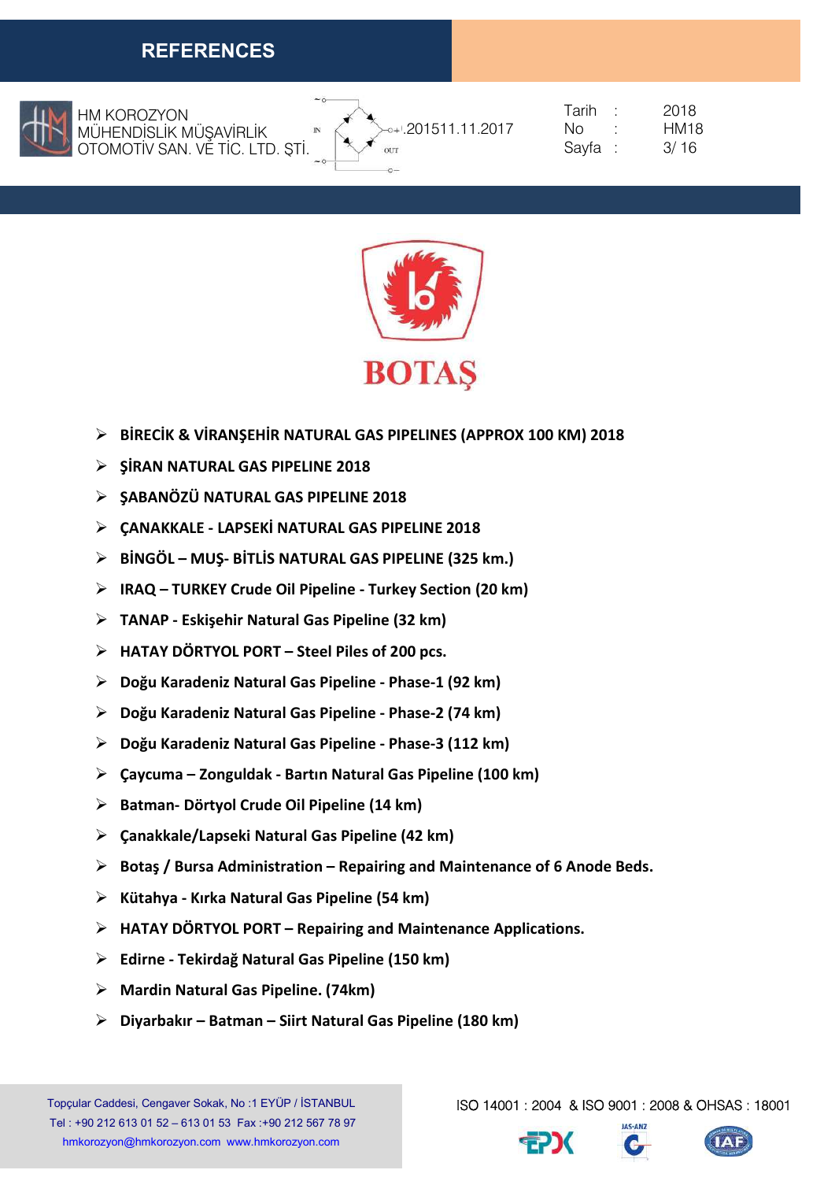# REFERENCES

HM KOROZYON MÜHENDİSLİK MÜŞAVİRLİK OTOMOTİV SAN. VE TİC. LTD. ŞTİ.

.201511.11.2017

Tarih : 2018
No : HM18

BOTAŞ

- **BİRECİK & VİRANŞEHİR NATURAL GAS PIPELINES (APPROX 100 KM) 2018**
- **ŞİRAN NATURAL GAS PIPELINE 2018**
- **ŞABANÖZÜ NATURAL GAS PIPELINE 2018**
- **ÇANAKKALE - LAPSEKİ NATURAL GAS PIPELINE 2018**
- **BİNGÖL – MUŞ- BİTLİS NATURAL GAS PIPELINE (325 km.)**
- **IRAQ – TURKEY Crude Oil Pipeline - Turkey Section (20 km)**
- **TANAP - Eskişehir Natural Gas Pipeline (32 km)**
- **HATAY DÖRTYOL PORT – Steel Piles of 200 pcs.**
- **Doğu Karadeniz Natural Gas Pipeline - Phase-1 (92 km)**
- **Doğu Karadeniz Natural Gas Pipeline - Phase-2 (74 km)**
- **Doğu Karadeniz Natural Gas Pipeline - Phase-3 (112 km)**
- **Çaycuma – Zonguldak - Bartın Natural Gas Pipeline (100 km)**
- **Batman- Dörtyol Crude Oil Pipeline (14 km)**
- **Çanakkale/Lapseki Natural Gas Pipeline (42 km)**
- **Botaş / Bursa Administration – Repairing and Maintenance of 6 Anode Beds.**
- **Kütahya - Kırka Natural Gas Pipeline (54 km)**
- **HATAY DÖRTYOL PORT – Repairing and Maintenance Applications.**
- **Edirne - Tekirdağ Natural Gas Pipeline (150 km)**
- **Mardin Natural Gas Pipeline. (74km)**
- **Diyarbakır – Batman – Siirt Natural Gas Pipeline (180 km)**

Topçular Caddesi, Cengaver Sokak, No :1 EYÜP / İSTANBUL
Tel : +90 212 613 01 52 – 613 01 53 Fax :+90 212 567 78 97
hmkorozyon@hmkorozyon.com www.hmkorozyon.com

ISO 14001 : 2004 & ISO 9001 : 2008 & OHSAS : 18001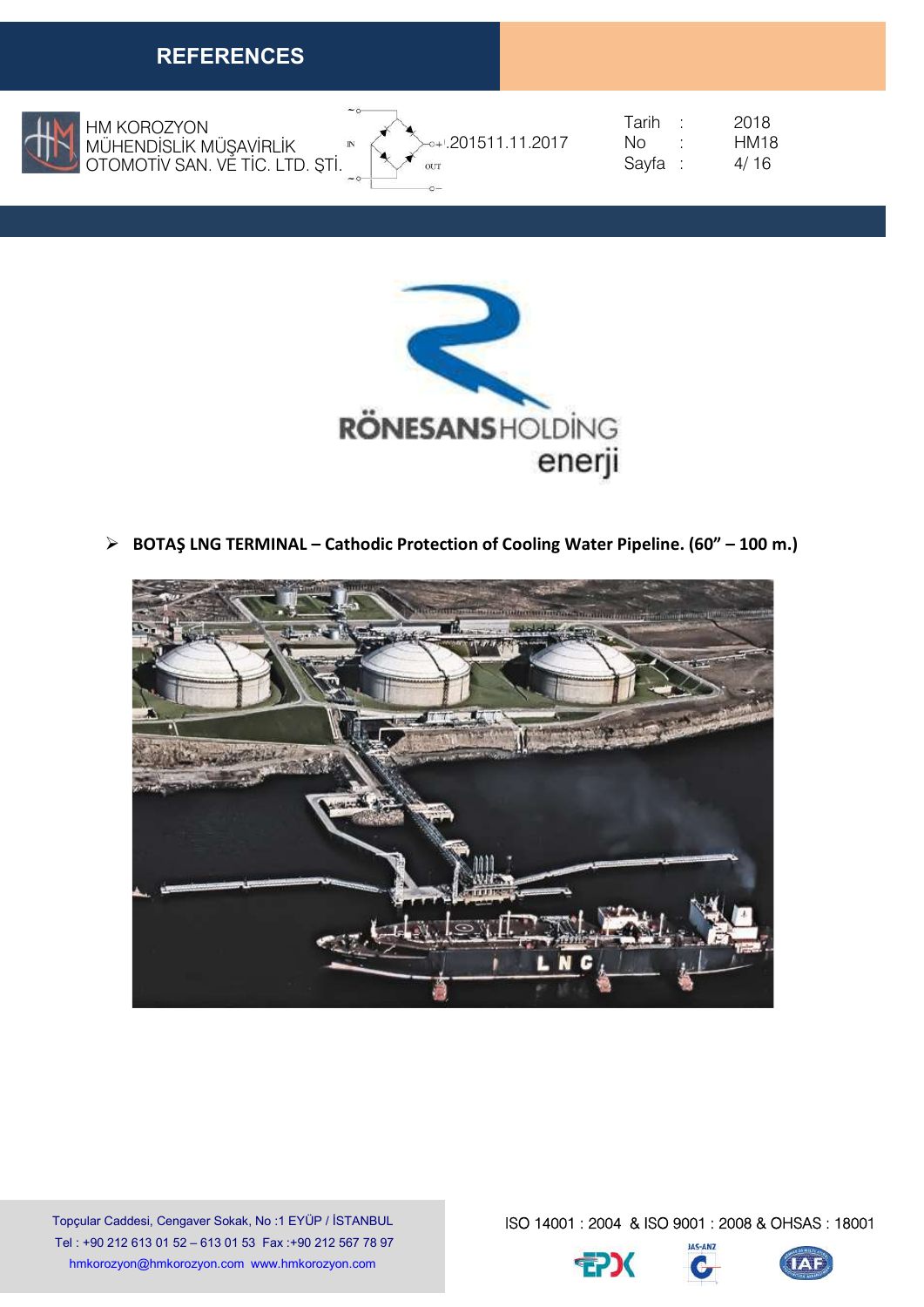## REFERENCES

RÖNESANSHOLDİNG enerji

- **BOTAŞ LNG TERMINAL – Cathodic Protection of Cooling Water Pipeline. (60" – 100 m.)**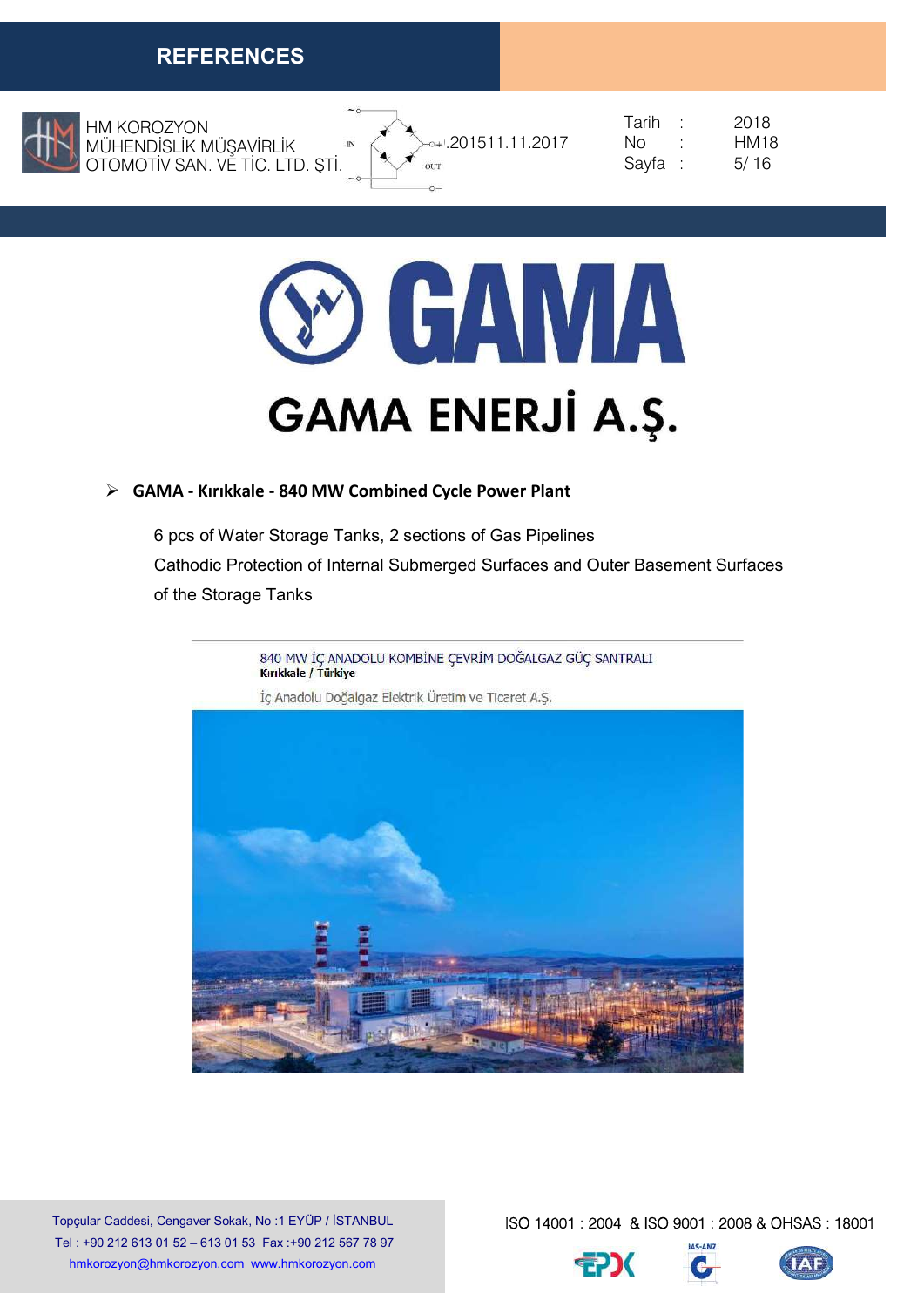# GAMA ENERJİ A.Ş.

- **GAMA - Kırıkkale - 840 MW Combined Cycle Power Plant**

  6 pcs of Water Storage Tanks, 2 sections of Gas Pipelines
  Cathodic Protection of Internal Submerged Surfaces and Outer Basement Surfaces of the Storage Tanks

840 MW İÇ ANADOLU KOMBİNE ÇEVRİM DOĞALGAZ GÜÇ SANTRALI
Kırıkkale / Türkiye

İç Anadolu Doğalgaz Elektrik Üretim ve Ticaret A.Ş.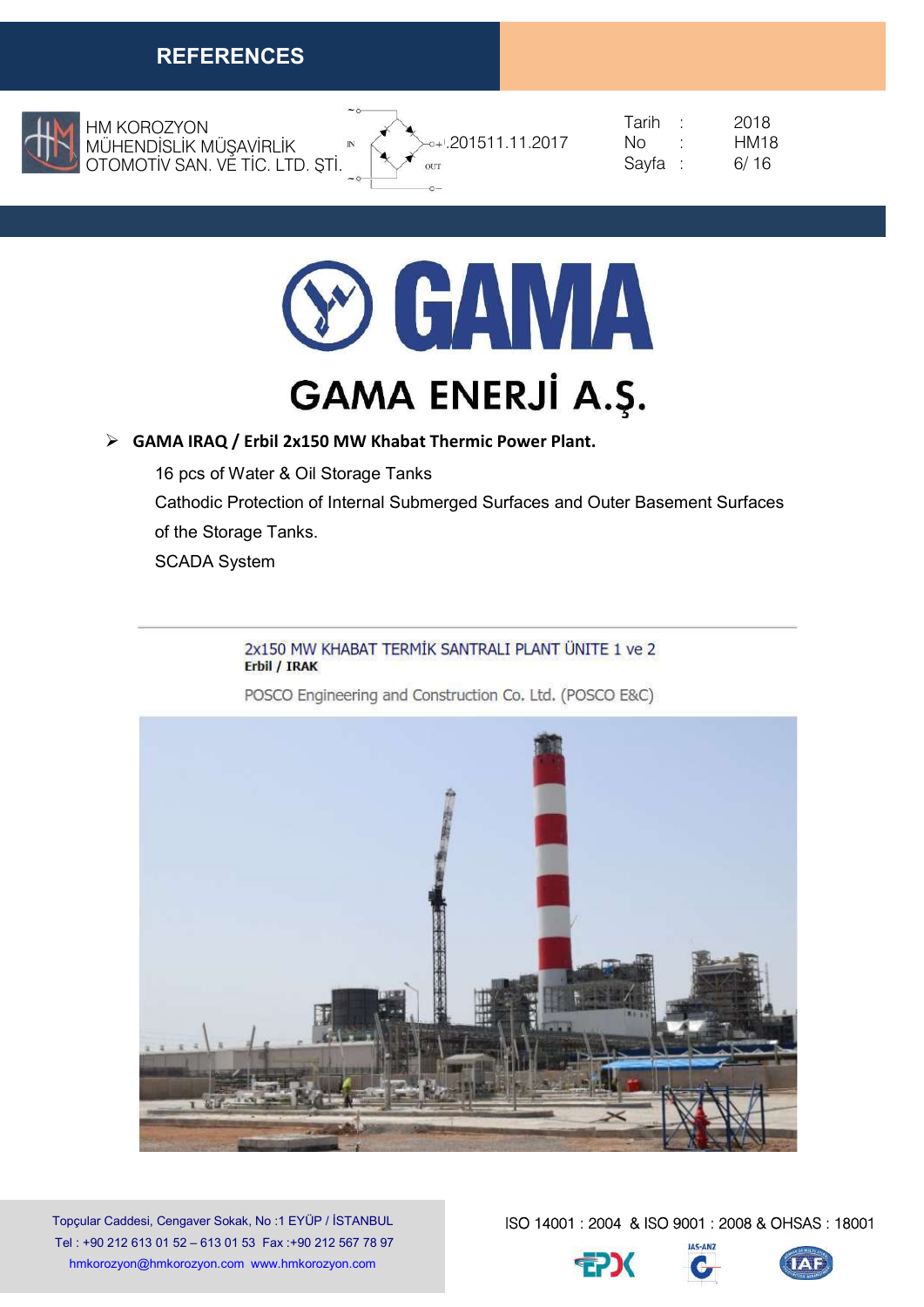# GAMA ENERJİ A.Ş.

- **GAMA IRAQ / Erbil 2x150 MW Khabat Thermic Power Plant.**

  16 pcs of Water & Oil Storage Tanks

  Cathodic Protection of Internal Submerged Surfaces and Outer Basement Surfaces of the Storage Tanks.

  SCADA System

2x150 MW KHABAT TERMİK SANTRALI PLANT ÜNİTE 1 ve 2
**Erbil / IRAK**

POSCO Engineering and Construction Co. Ltd. (POSCO E&C)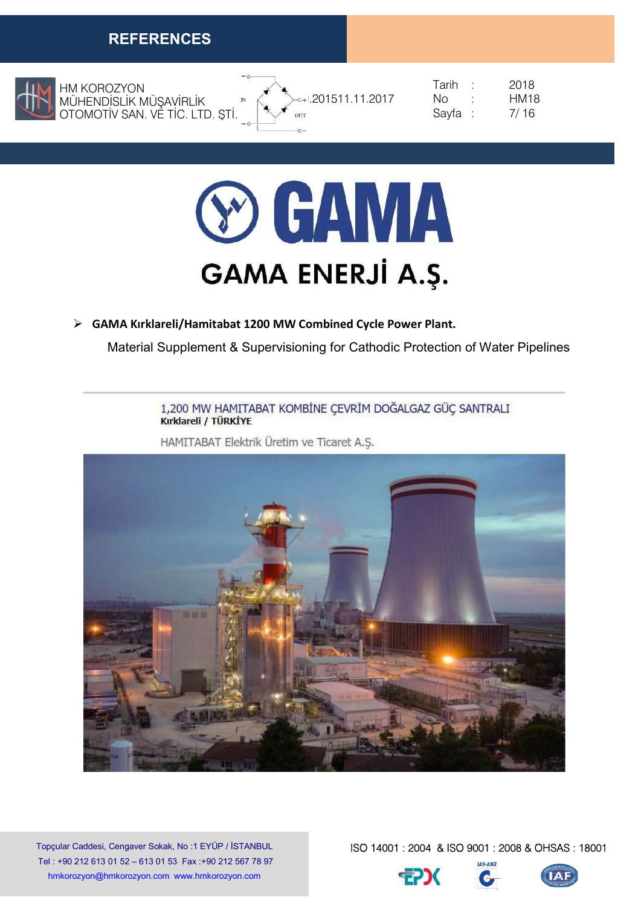# GAMA ENERJİ A.Ş.

- **GAMA Kırklareli/Hamitabat 1200 MW Combined Cycle Power Plant.**

  Material Supplement & Supervisioning for Cathodic Protection of Water Pipelines

1,200 MW HAMITABAT KOMBİNE ÇEVRİM DOĞALGAZ GÜÇ SANTRALI
**Kırklareli / TÜRKİYE**

HAMITABAT Elektrik Üretim ve Ticaret A.Ş.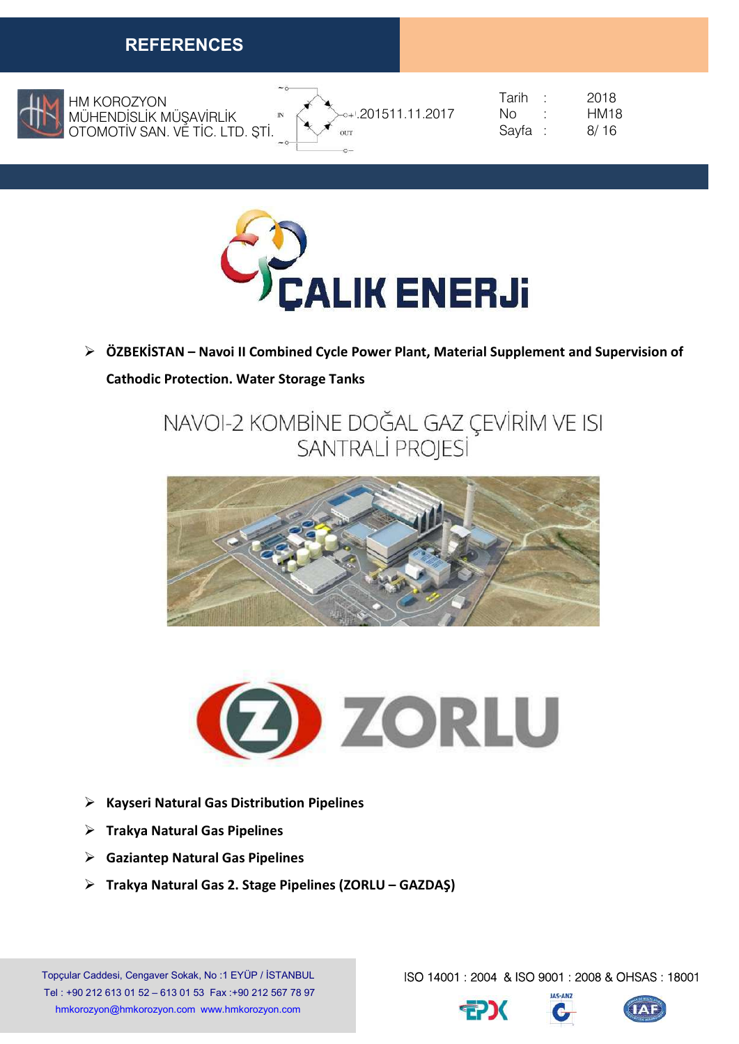# REFERENCES

ÇALIK ENERJİ

- **ÖZBEKİSTAN – Navoi II Combined Cycle Power Plant, Material Supplement and Supervision of Cathodic Protection. Water Storage Tanks**

NAVOI-2 KOMBİNE DOĞAL GAZ ÇEVİRİM VE ISI SANTRALİ PROJESİ

ZORLU

- **Kayseri Natural Gas Distribution Pipelines**
- **Trakya Natural Gas Pipelines**
- **Gaziantep Natural Gas Pipelines**
- **Trakya Natural Gas 2. Stage Pipelines (ZORLU – GAZDAŞ)**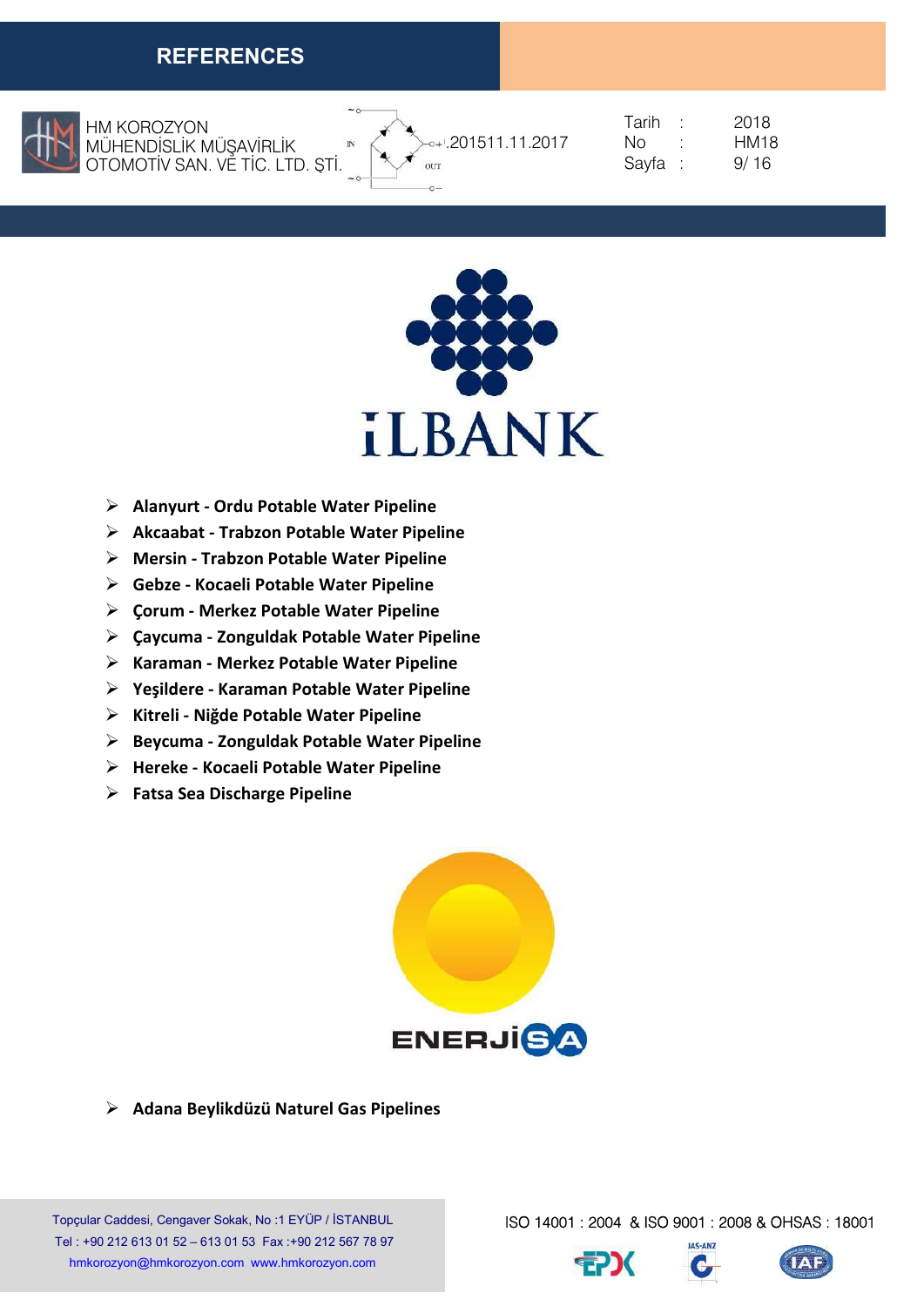## ILBANK

- **Alanyurt - Ordu Potable Water Pipeline**
- **Akcaabat - Trabzon Potable Water Pipeline**
- **Mersin - Trabzon Potable Water Pipeline**
- **Gebze - Kocaeli Potable Water Pipeline**
- **Çorum - Merkez Potable Water Pipeline**
- **Çaycuma - Zonguldak Potable Water Pipeline**
- **Karaman - Merkez Potable Water Pipeline**
- **Yeşildere - Karaman Potable Water Pipeline**
- **Kitreli - Niğde Potable Water Pipeline**
- **Beycuma - Zonguldak Potable Water Pipeline**
- **Hereke - Kocaeli Potable Water Pipeline**
- **Fatsa Sea Discharge Pipeline**

## ENERJİSA

- **Adana Beylikdüzü Naturel Gas Pipelines**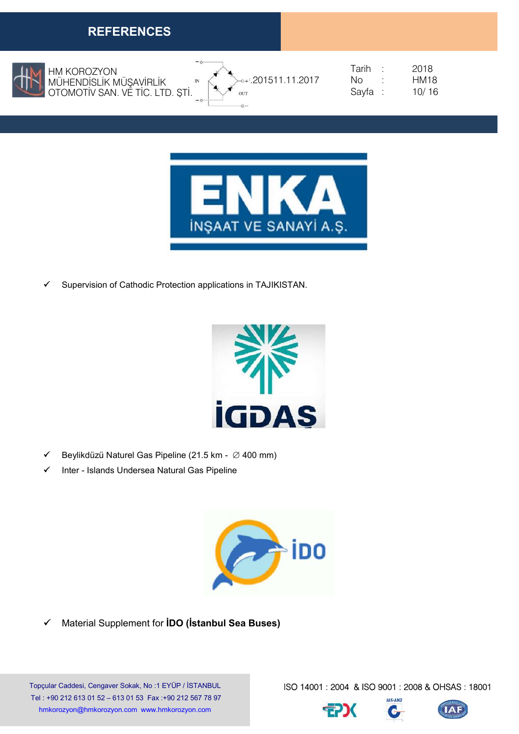## REFERENCES

- ✓ Supervision of Cathodic Protection applications in TAJIKISTAN.

- ✓ Beylikdüzü Naturel Gas Pipeline (21.5 km - ∅ 400 mm)
- ✓ Inter - Islands Undersea Natural Gas Pipeline

- ✓ Material Supplement for **İDO (İstanbul Sea Buses)**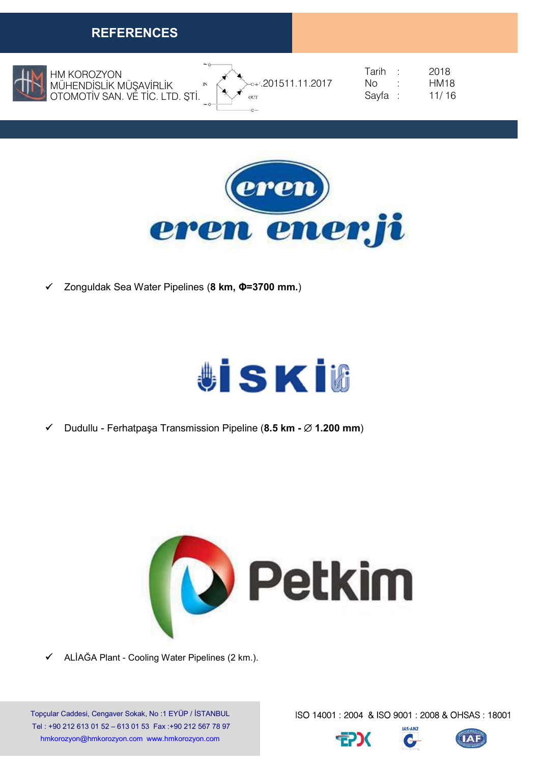## REFERENCES

- ✓ Zonguldak Sea Water Pipelines (**8 km, Φ=3700 mm.**)

- ✓ Dudullu - Ferhatpaşa Transmission Pipeline (**8.5 km - ∅ 1.200 mm**)

- ✓ ALİAĞA Plant - Cooling Water Pipelines (2 km.).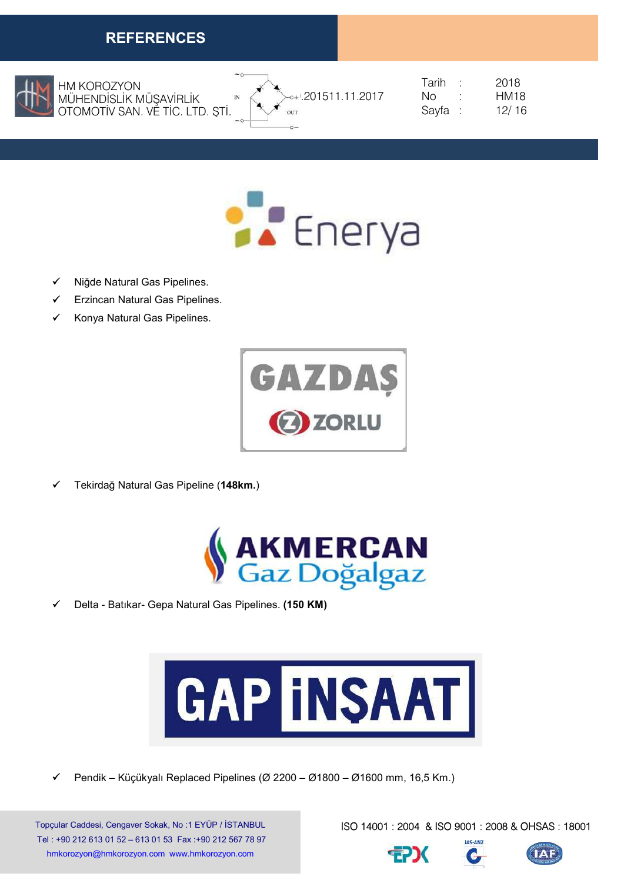## REFERENCES

HM KOROZYON MÜHENDİSLİK MÜŞAVİRLİK OTOMOTİV SAN. VE TİC. LTD. ŞTİ.

Tarih : 2018
No : HM18

Enerya

- ✓ Niğde Natural Gas Pipelines.
- ✓ Erzincan Natural Gas Pipelines.
- ✓ Konya Natural Gas Pipelines.

GAZDAŞ ZORLU

- ✓ Tekirdağ Natural Gas Pipeline (**148km.**)

AKMERCAN Gaz Doğalgaz

- ✓ Delta - Batıkar- Gepa Natural Gas Pipelines. **(150 KM)**

GAP İNŞAAT

- ✓ Pendik – Küçükyalı Replaced Pipelines (Ø 2200 – Ø1800 – Ø1600 mm, 16,5 Km.)

Topçular Caddesi, Cengaver Sokak, No :1 EYÜP / İSTANBUL
Tel : +90 212 613 01 52 – 613 01 53 Fax :+90 212 567 78 97
hmkorozyon@hmkorozyon.com www.hmkorozyon.com

ISO 14001 : 2004 & ISO 9001 : 2008 & OHSAS : 18001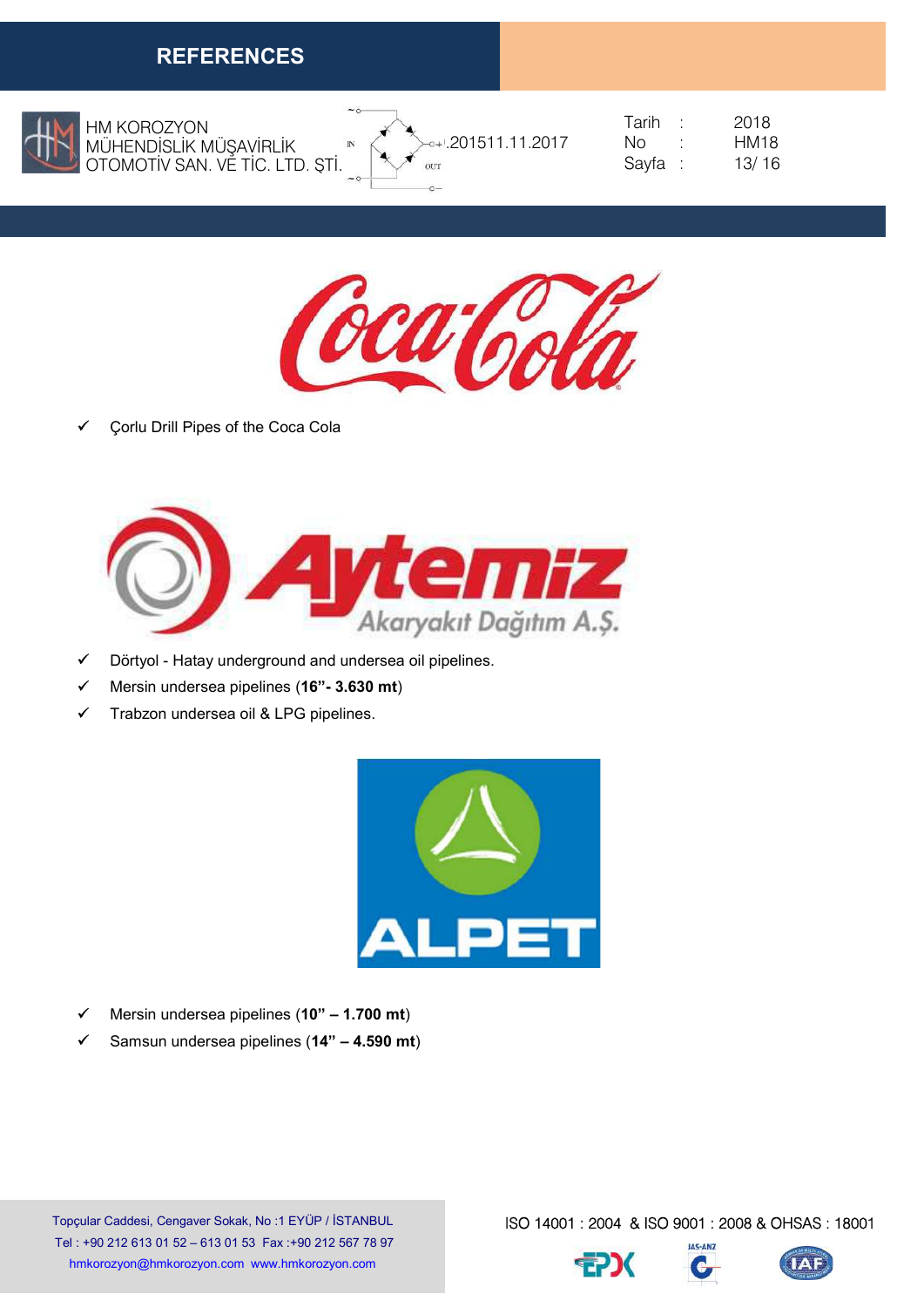## REFERENCES

✓ Çorlu Drill Pipes of the Coca Cola

✓ Dörtyol - Hatay underground and undersea oil pipelines.
✓ Mersin undersea pipelines (**16"- 3.630 mt**)
✓ Trabzon undersea oil & LPG pipelines.

✓ Mersin undersea pipelines (**10" – 1.700 mt**)
✓ Samsun undersea pipelines (**14" – 4.590 mt**)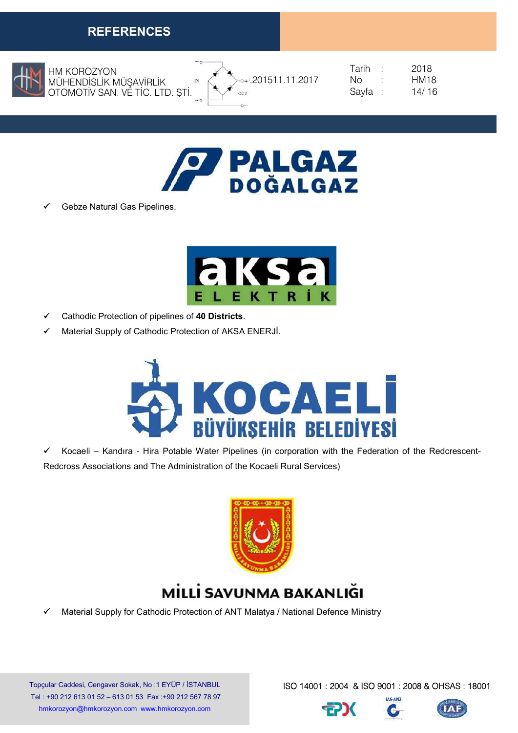# REFERENCES

**PALGAZ DOĞALGAZ**

- ✓ Gebze Natural Gas Pipelines.

**aksa ELEKTRİK**

- ✓ Cathodic Protection of pipelines of **40 Districts**.
- ✓ Material Supply of Cathodic Protection of AKSA ENERJİ.

**KOCAELİ BÜYÜKŞEHİR BELEDİYESİ**

- ✓ Kocaeli – Kandıra - Hira Potable Water Pipelines (in corporation with the Federation of the Redcrescent-Redcross Associations and The Administration of the Kocaeli Rural Services)

**MİLLİ SAVUNMA BAKANLIĞI**

- ✓ Material Supply for Cathodic Protection of ANT Malatya / National Defence Ministry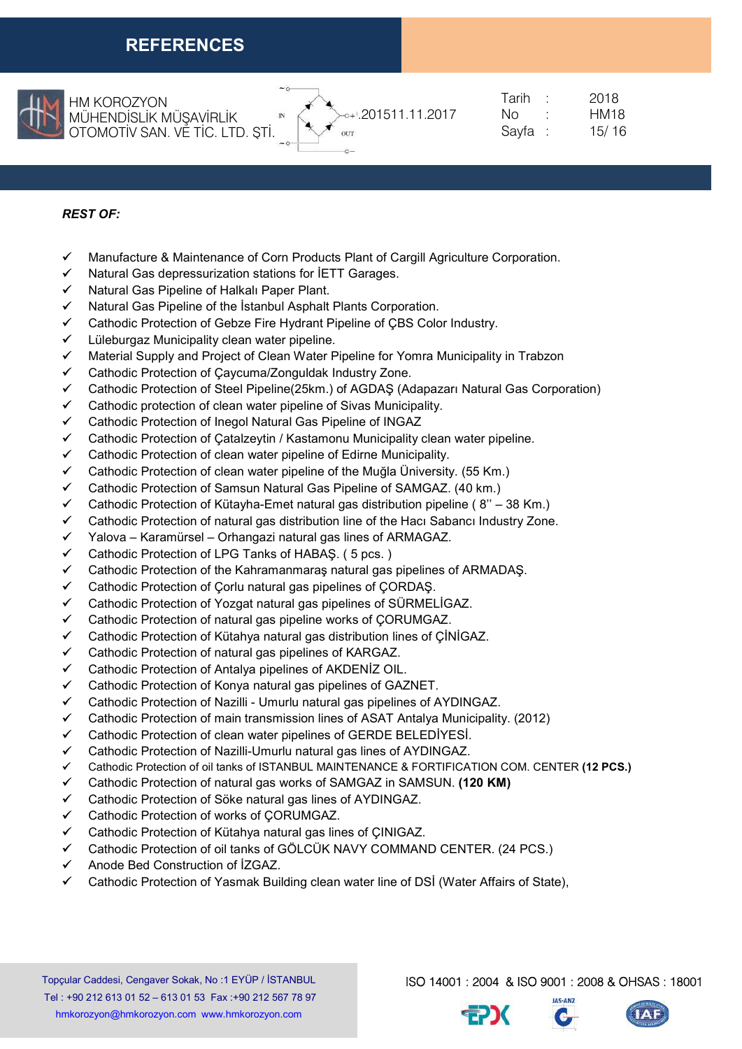## REFERENCES

**REST OF:**

- ✓ Manufacture & Maintenance of Corn Products Plant of Cargill Agriculture Corporation.
- ✓ Natural Gas depressurization stations for İETT Garages.
- ✓ Natural Gas Pipeline of Halkalı Paper Plant.
- ✓ Natural Gas Pipeline of the İstanbul Asphalt Plants Corporation.
- ✓ Cathodic Protection of Gebze Fire Hydrant Pipeline of ÇBS Color Industry.
- ✓ Lüleburgaz Municipality clean water pipeline.
- ✓ Material Supply and Project of Clean Water Pipeline for Yomra Municipality in Trabzon
- ✓ Cathodic Protection of Çaycuma/Zonguldak Industry Zone.
- ✓ Cathodic Protection of Steel Pipeline(25km.) of AGDAŞ (Adapazarı Natural Gas Corporation)
- ✓ Cathodic protection of clean water pipeline of Sivas Municipality.
- ✓ Cathodic Protection of Inegol Natural Gas Pipeline of INGAZ
- ✓ Cathodic Protection of Çatalzeytin / Kastamonu Municipality clean water pipeline.
- ✓ Cathodic Protection of clean water pipeline of Edirne Municipality.
- ✓ Cathodic Protection of clean water pipeline of the Muğla Üniversity. (55 Km.)
- ✓ Cathodic Protection of Samsun Natural Gas Pipeline of SAMGAZ. (40 km.)
- ✓ Cathodic Protection of Kütayha-Emet natural gas distribution pipeline ( 8'' – 38 Km.)
- ✓ Cathodic Protection of natural gas distribution line of the Hacı Sabancı Industry Zone.
- ✓ Yalova – Karamürsel – Orhangazi natural gas lines of ARMAGAZ.
- ✓ Cathodic Protection of LPG Tanks of HABAŞ. ( 5 pcs. )
- ✓ Cathodic Protection of the Kahramanmaraş natural gas pipelines of ARMADAŞ.
- ✓ Cathodic Protection of Çorlu natural gas pipelines of ÇORDAŞ.
- ✓ Cathodic Protection of Yozgat natural gas pipelines of SÜRMELİGAZ.
- ✓ Cathodic Protection of natural gas pipeline works of ÇORUMGAZ.
- ✓ Cathodic Protection of Kütahya natural gas distribution lines of ÇİNİGAZ.
- ✓ Cathodic Protection of natural gas pipelines of KARGAZ.
- ✓ Cathodic Protection of Antalya pipelines of AKDENİZ OIL.
- ✓ Cathodic Protection of Konya natural gas pipelines of GAZNET.
- ✓ Cathodic Protection of Nazilli - Umurlu natural gas pipelines of AYDINGAZ.
- ✓ Cathodic Protection of main transmission lines of ASAT Antalya Municipality. (2012)
- ✓ Cathodic Protection of clean water pipelines of GERDE BELEDİYESİ.
- ✓ Cathodic Protection of Nazilli-Umurlu natural gas lines of AYDINGAZ.
- ✓ Cathodic Protection of oil tanks of ISTANBUL MAINTENANCE & FORTIFICATION COM. CENTER **(12 PCS.)**
- ✓ Cathodic Protection of natural gas works of SAMGAZ in SAMSUN. **(120 KM)**
- ✓ Cathodic Protection of Söke natural gas lines of AYDINGAZ.
- ✓ Cathodic Protection of works of ÇORUMGAZ.
- ✓ Cathodic Protection of Kütahya natural gas lines of ÇINIGAZ.
- ✓ Cathodic Protection of oil tanks of GÖLCÜK NAVY COMMAND CENTER. (24 PCS.)
- ✓ Anode Bed Construction of İZGAZ.
- ✓ Cathodic Protection of Yasmak Building clean water line of DSİ (Water Affairs of State),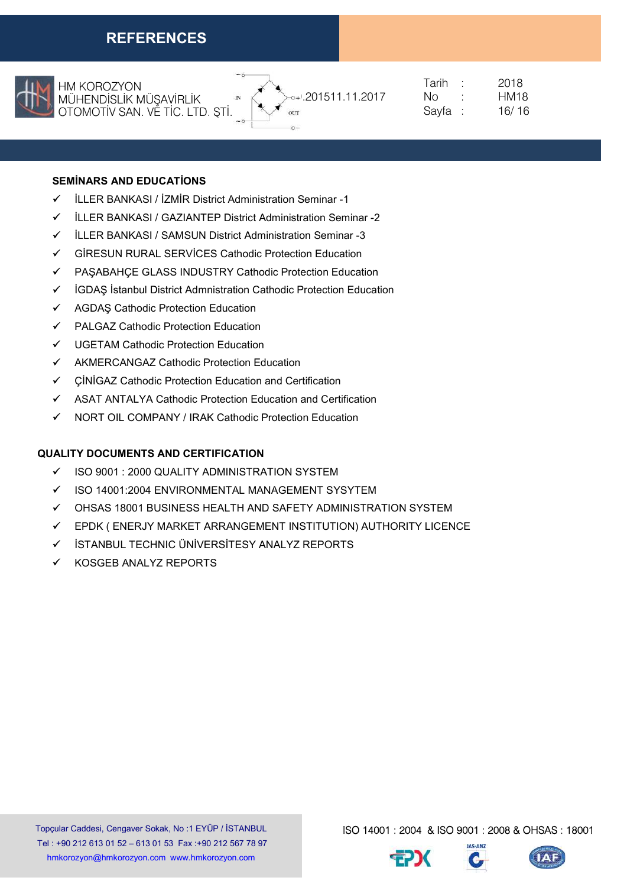### SEMİNARS AND EDUCATİONS

- ✓ İLLER BANKASI / İZMİR District Administration Seminar -1
- ✓ İLLER BANKASI / GAZIANTEP District Administration Seminar -2
- ✓ İLLER BANKASI / SAMSUN District Administration Seminar -3
- ✓ GİRESUN RURAL SERVİCES Cathodic Protection Education
- ✓ PAŞABAHÇE GLASS INDUSTRY Cathodic Protection Education
- ✓ İGDAŞ İstanbul District Admnistration Cathodic Protection Education
- ✓ AGDAŞ Cathodic Protection Education
- ✓ PALGAZ Cathodic Protection Education
- ✓ UGETAM Cathodic Protection Education
- ✓ AKMERCANGAZ Cathodic Protection Education
- ✓ ÇİNİGAZ Cathodic Protection Education and Certification
- ✓ ASAT ANTALYA Cathodic Protection Education and Certification
- ✓ NORT OIL COMPANY / IRAK Cathodic Protection Education

### QUALITY DOCUMENTS AND CERTIFICATION

- ✓ ISO 9001 : 2000 QUALITY ADMINISTRATION SYSTEM
- ✓ ISO 14001:2004 ENVIRONMENTAL MANAGEMENT SYSYTEM
- ✓ OHSAS 18001 BUSINESS HEALTH AND SAFETY ADMINISTRATION SYSTEM
- ✓ EPDK ( ENERJY MARKET ARRANGEMENT INSTITUTION) AUTHORITY LICENCE
- ✓ İSTANBUL TECHNIC ÜNİVERSİTESY ANALYZ REPORTS
- ✓ KOSGEB ANALYZ REPORTS